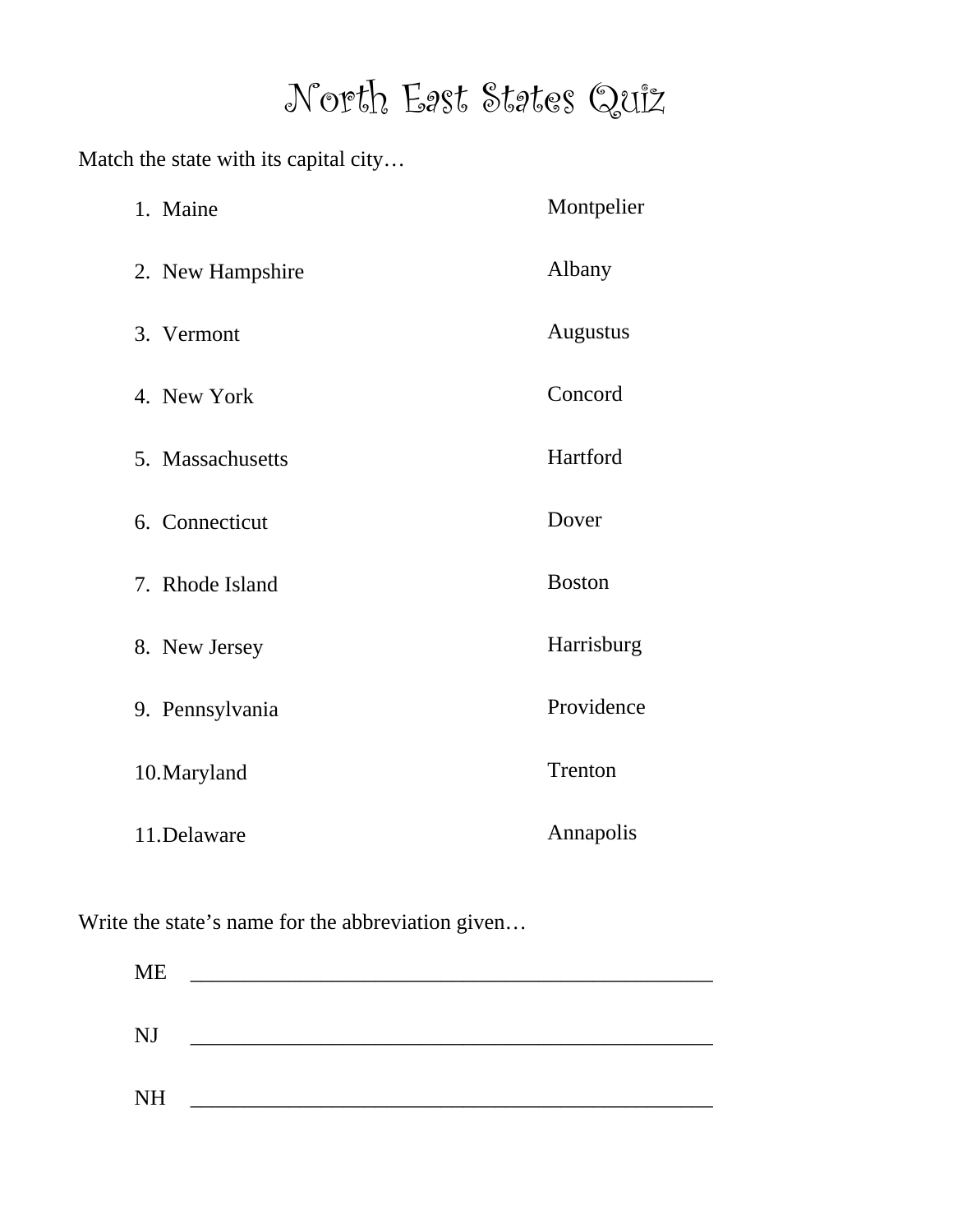# North East States Quiz

Match the state with its capital city…

| | |
|---|---|
| 1. Maine | Montpelier |
| 2. New Hampshire | Albany |
| 3. Vermont | Augustus |
| 4. New York | Concord |
| 5. Massachusetts | Hartford |
| 6. Connecticut | Dover |
| 7. Rhode Island | Boston |
| 8. New Jersey | Harrisburg |
| 9. Pennsylvania | Providence |
| 10. Maryland | Trenton |
| 11. Delaware | Annapolis |

Write the state's name for the abbreviation given…

ME ___________________________________________________

NJ ___________________________________________________

NH ___________________________________________________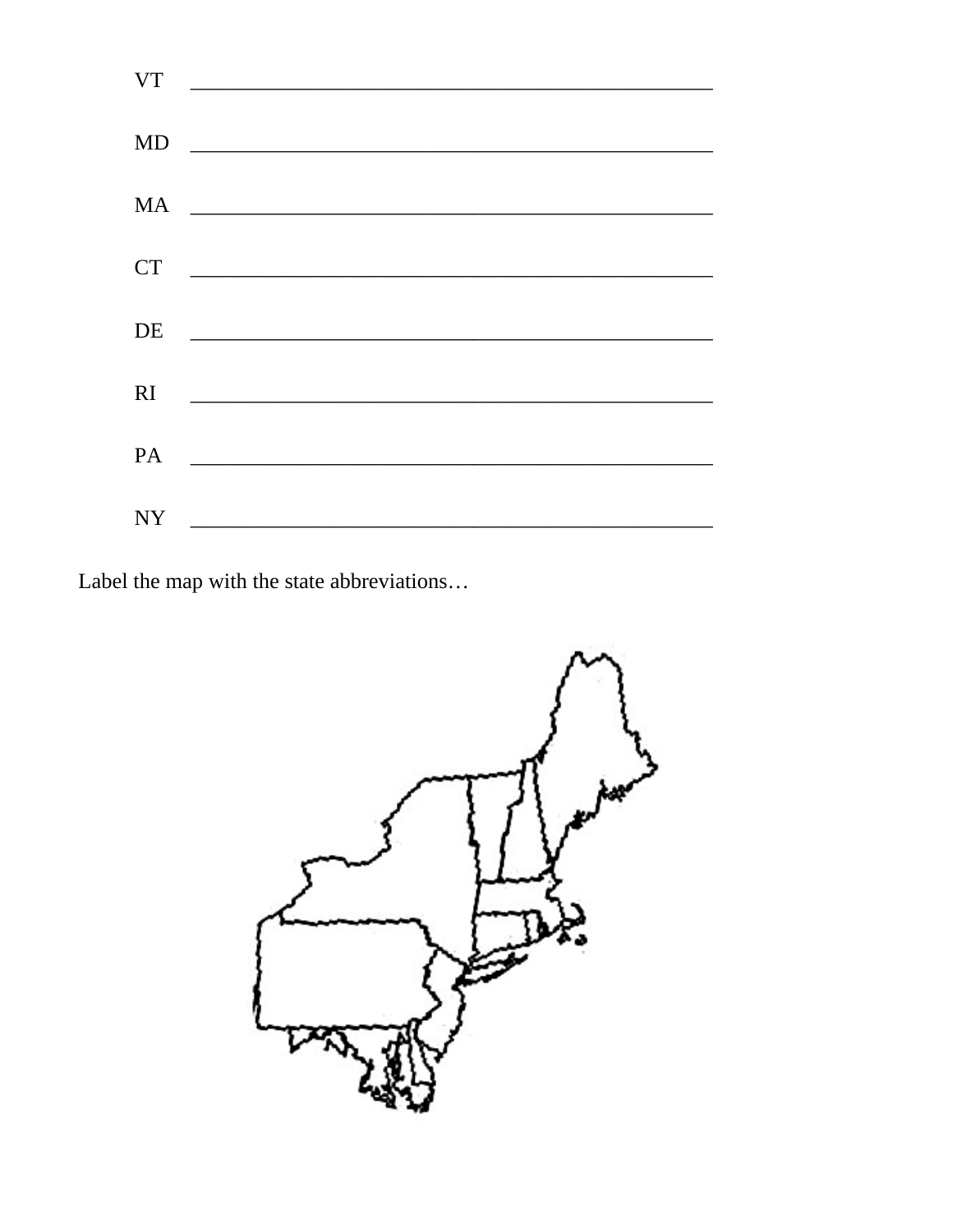VT ________________________________________________

MD ________________________________________________

MA ________________________________________________

CT ________________________________________________

DE ________________________________________________

RI ________________________________________________

PA ________________________________________________

NY ________________________________________________

Label the map with the state abbreviations…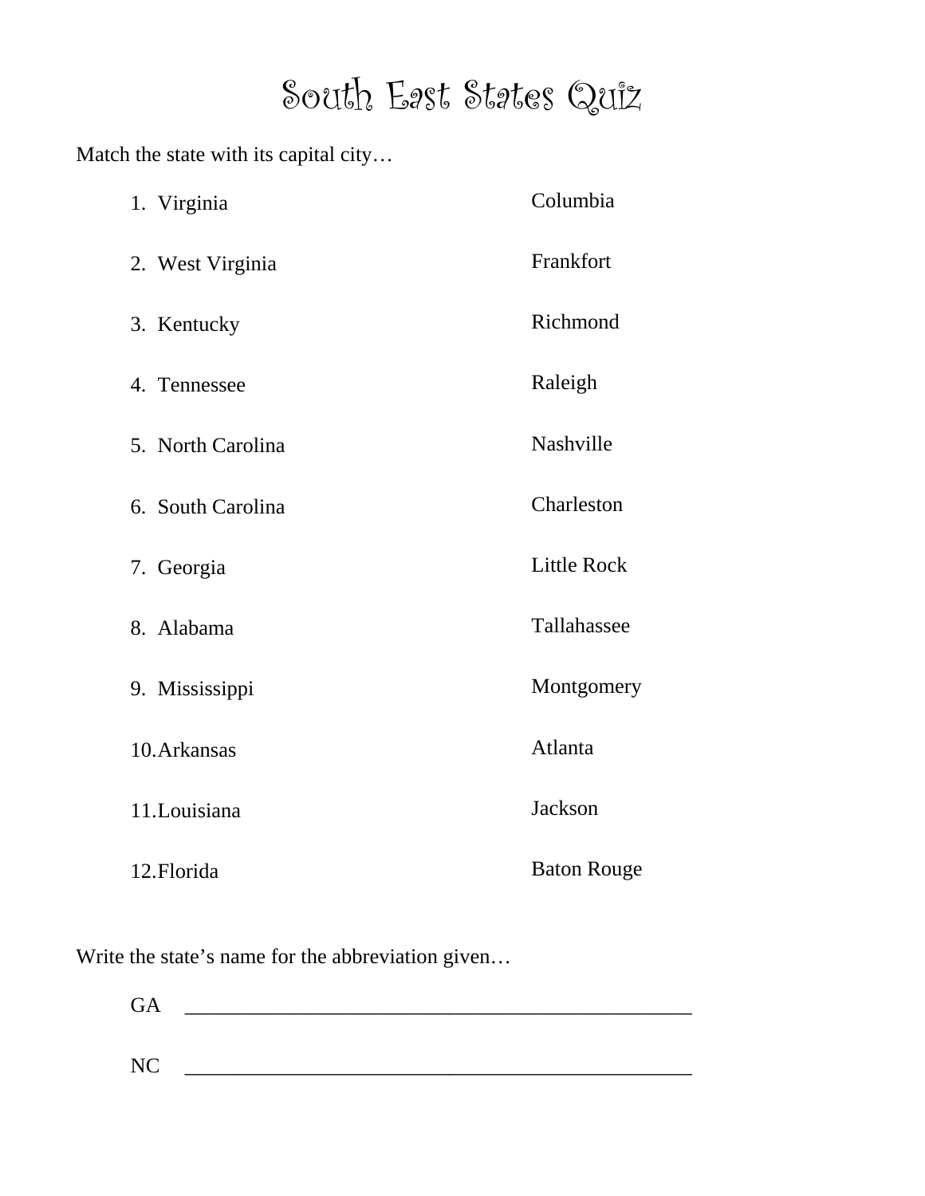# South East States Quiz

Match the state with its capital city…

| | |
|---|---|
| 1. Virginia | Columbia |
| 2. West Virginia | Frankfort |
| 3. Kentucky | Richmond |
| 4. Tennessee | Raleigh |
| 5. North Carolina | Nashville |
| 6. South Carolina | Charleston |
| 7. Georgia | Little Rock |
| 8. Alabama | Tallahassee |
| 9. Mississippi | Montgomery |
| 10. Arkansas | Atlanta |
| 11. Louisiana | Jackson |
| 12. Florida | Baton Rouge |

Write the state's name for the abbreviation given…

GA ________________________________________________

NC ________________________________________________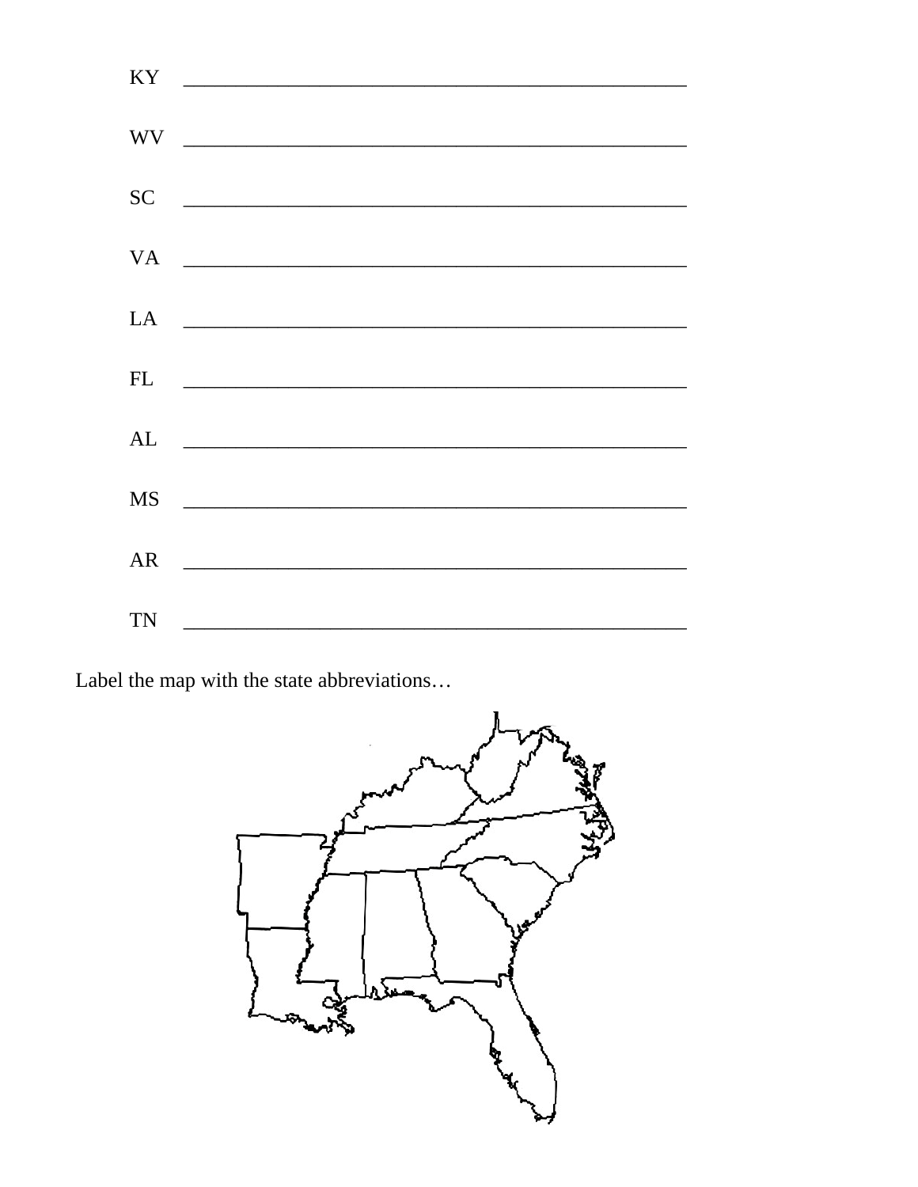KY ______________________________________________

WV ______________________________________________

SC ______________________________________________

VA ______________________________________________

LA ______________________________________________

FL ______________________________________________

AL ______________________________________________

MS ______________________________________________

AR ______________________________________________

TN ______________________________________________

Label the map with the state abbreviations…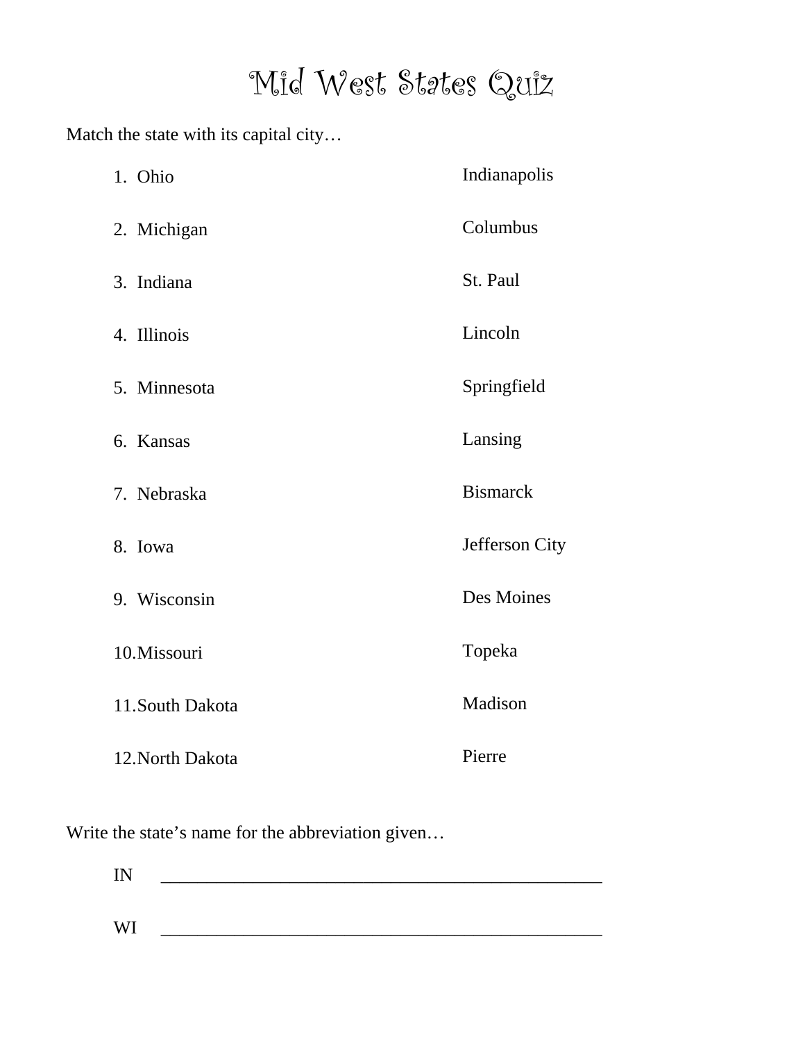# Mid West States Quiz

Match the state with its capital city…

| | |
|---|---|
| 1. Ohio | Indianapolis |
| 2. Michigan | Columbus |
| 3. Indiana | St. Paul |
| 4. Illinois | Lincoln |
| 5. Minnesota | Springfield |
| 6. Kansas | Lansing |
| 7. Nebraska | Bismarck |
| 8. Iowa | Jefferson City |
| 9. Wisconsin | Des Moines |
| 10. Missouri | Topeka |
| 11. South Dakota | Madison |
| 12. North Dakota | Pierre |

Write the state's name for the abbreviation given…

IN ________________________________________________

WI ________________________________________________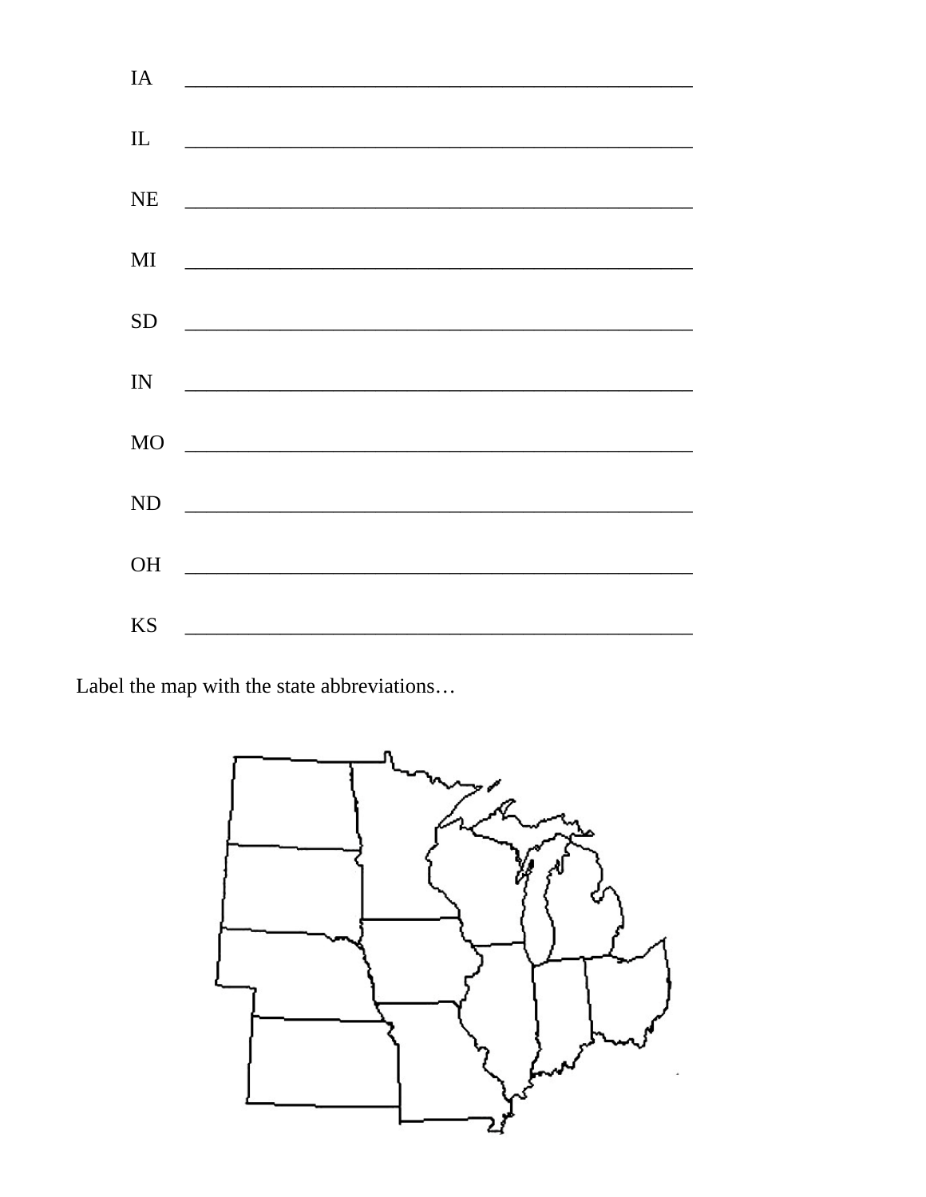IA ______________________________________________

IL ______________________________________________

NE ______________________________________________

MI ______________________________________________

SD ______________________________________________

IN ______________________________________________

MO ______________________________________________

ND ______________________________________________

OH ______________________________________________

KS ______________________________________________

Label the map with the state abbreviations…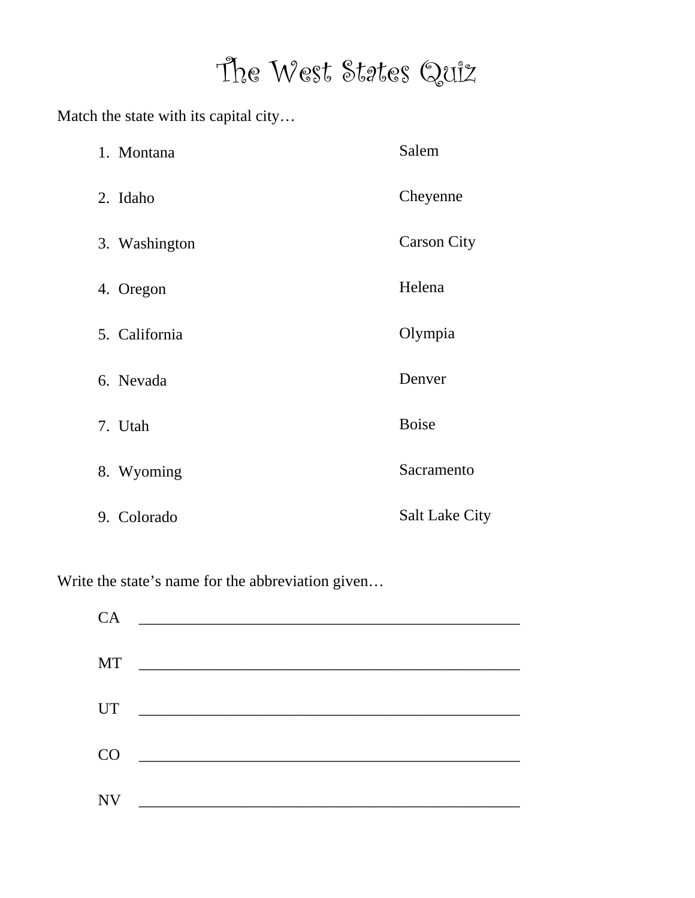# The West States Quiz

Match the state with its capital city…

| | |
|---|---|
| 1. Montana | Salem |
| 2. Idaho | Cheyenne |
| 3. Washington | Carson City |
| 4. Oregon | Helena |
| 5. California | Olympia |
| 6. Nevada | Denver |
| 7. Utah | Boise |
| 8. Wyoming | Sacramento |
| 9. Colorado | Salt Lake City |

Write the state's name for the abbreviation given…

CA ________________________________________________

MT ________________________________________________

UT ________________________________________________

CO ________________________________________________

NV ________________________________________________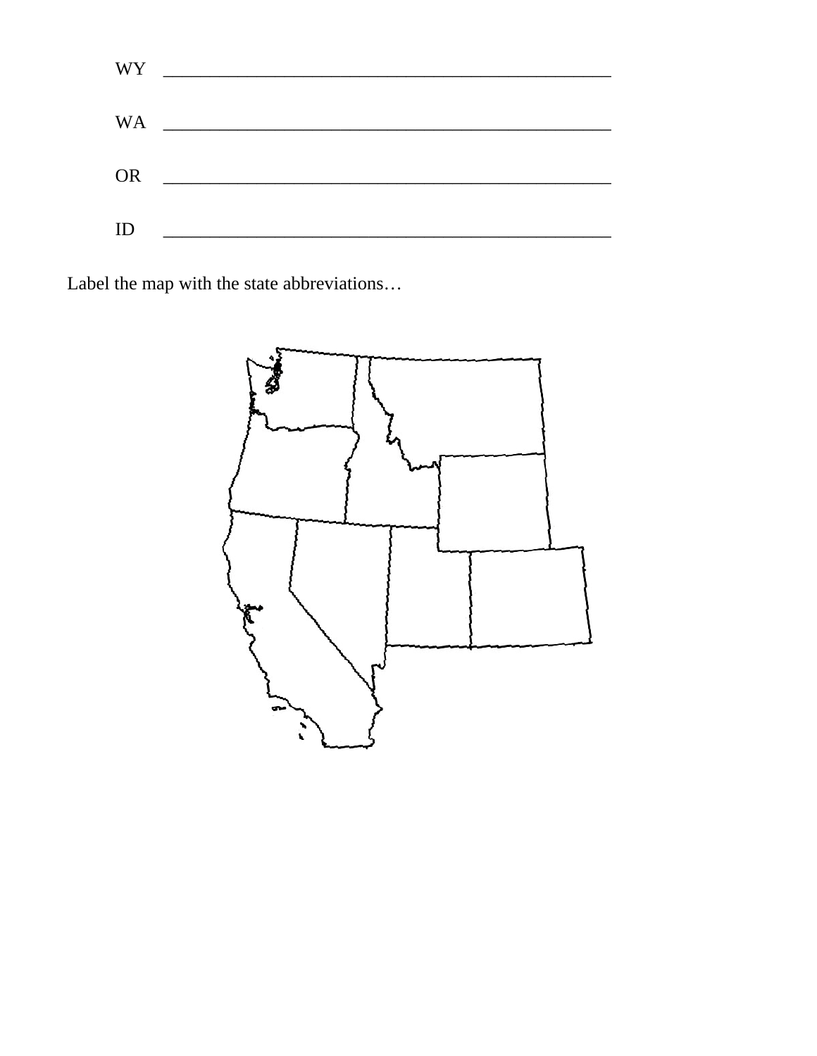WY ___________________________________________________

WA ___________________________________________________

OR ___________________________________________________

ID ___________________________________________________

Label the map with the state abbreviations…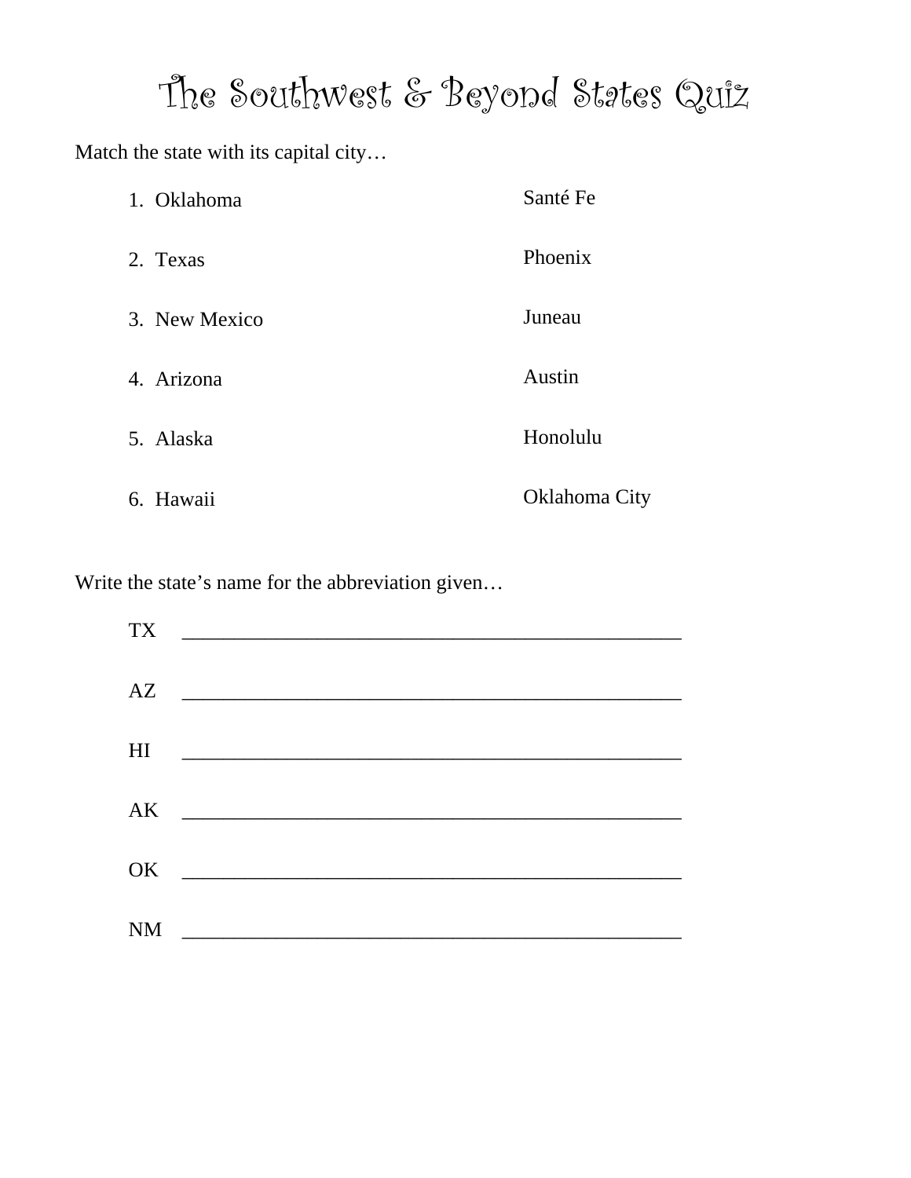# The Southwest & Beyond States Quiz

Match the state with its capital city…

| | |
|---|---|
| 1. Oklahoma | Santé Fe |
| 2. Texas | Phoenix |
| 3. New Mexico | Juneau |
| 4. Arizona | Austin |
| 5. Alaska | Honolulu |
| 6. Hawaii | Oklahoma City |

Write the state's name for the abbreviation given…

TX ________________________________________________

AZ ________________________________________________

HI ________________________________________________

AK ________________________________________________

OK ________________________________________________

NM ________________________________________________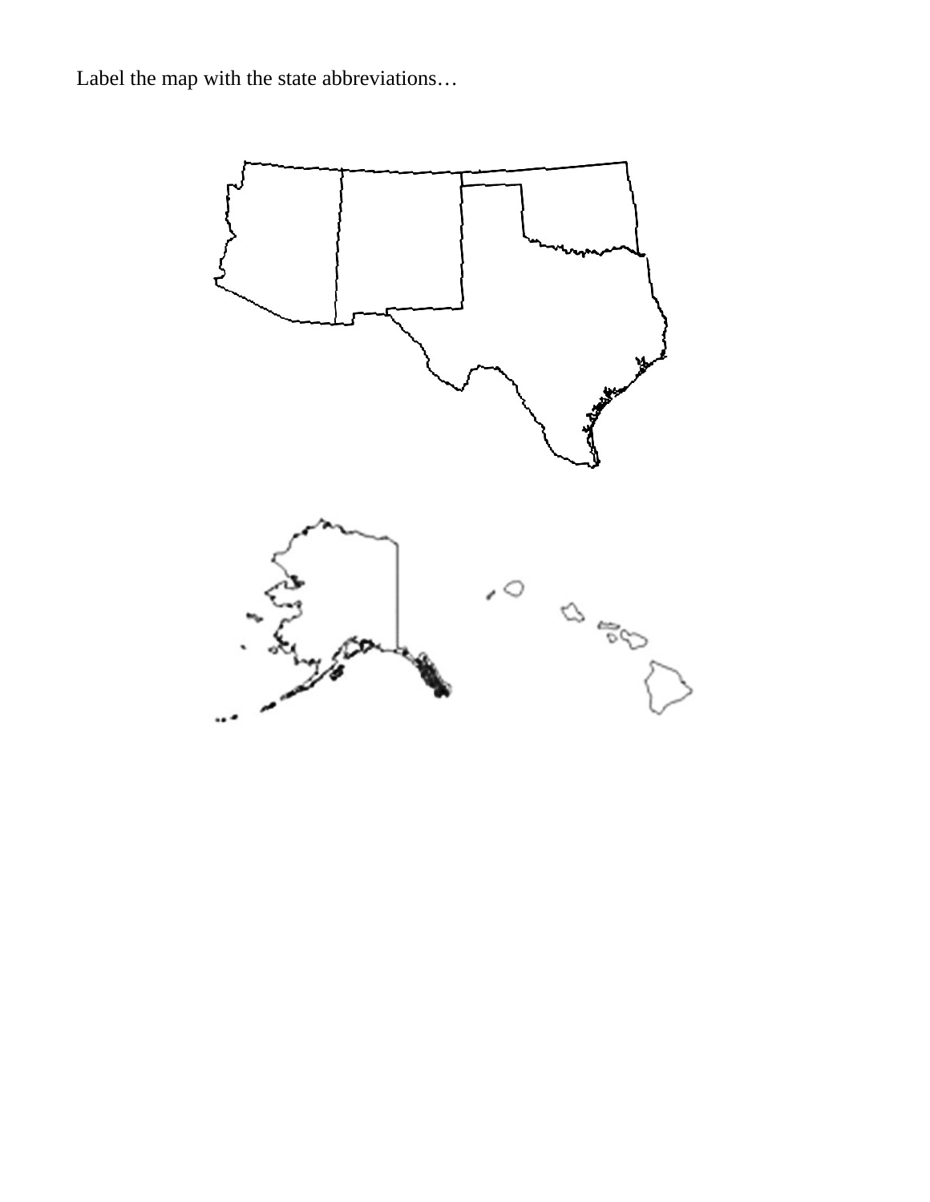Label the map with the state abbreviations…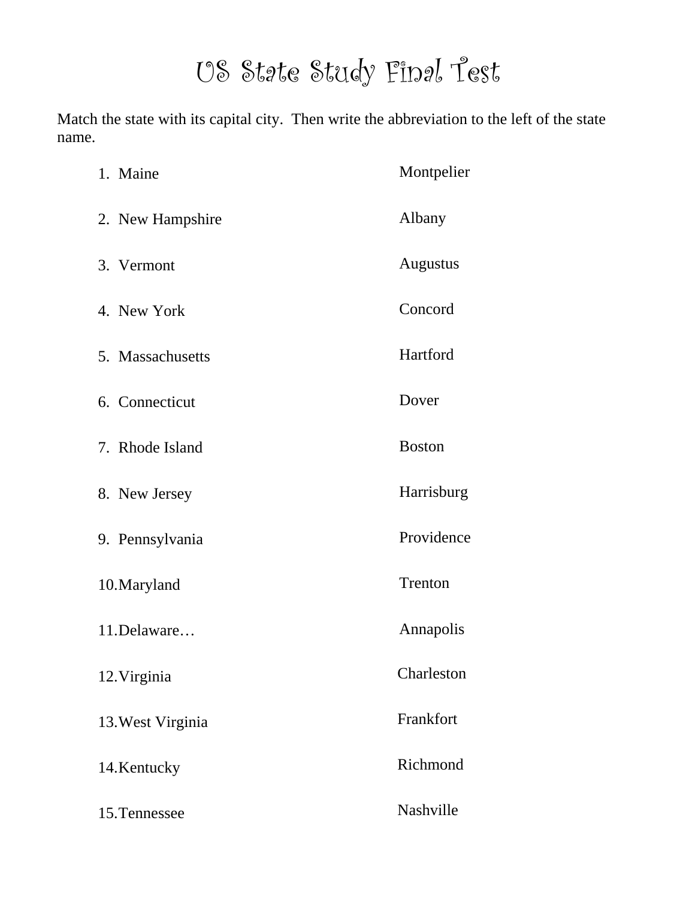# US State Study Final Test

Match the state with its capital city. Then write the abbreviation to the left of the state name.

| | |
|---|---|
| 1. Maine | Montpelier |
| 2. New Hampshire | Albany |
| 3. Vermont | Augustus |
| 4. New York | Concord |
| 5. Massachusetts | Hartford |
| 6. Connecticut | Dover |
| 7. Rhode Island | Boston |
| 8. New Jersey | Harrisburg |
| 9. Pennsylvania | Providence |
| 10. Maryland | Trenton |
| 11. Delaware… | Annapolis |
| 12. Virginia | Charleston |
| 13. West Virginia | Frankfort |
| 14. Kentucky | Richmond |
| 15. Tennessee | Nashville |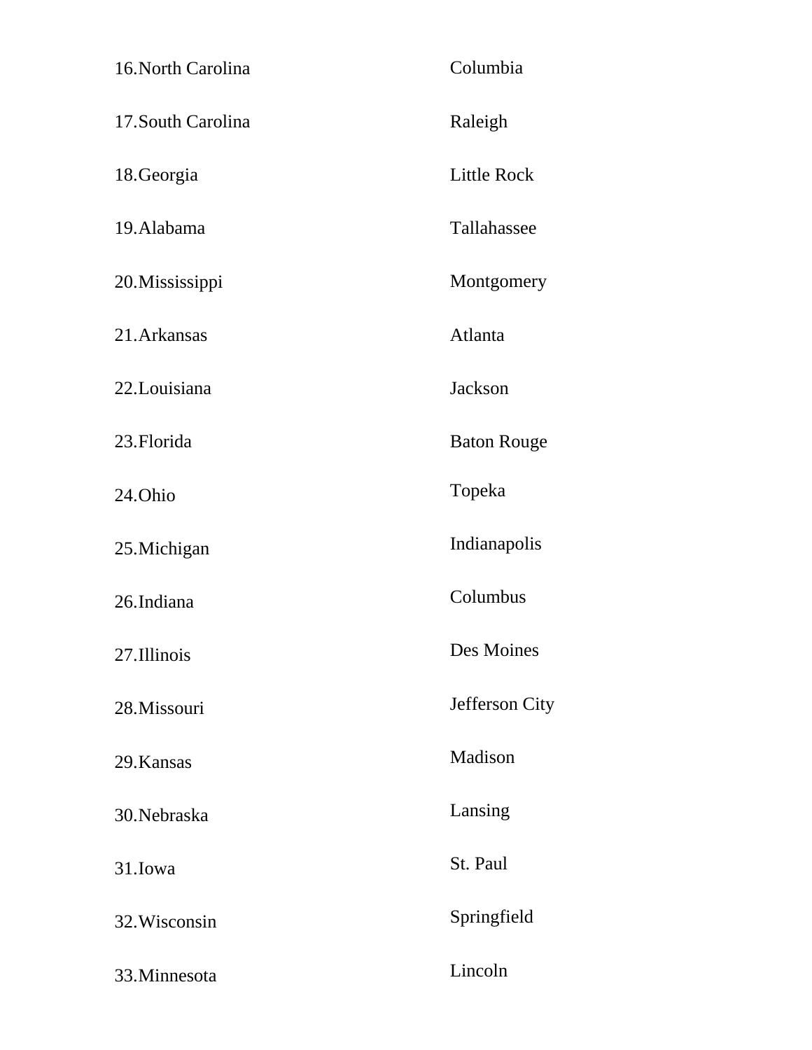| | |
|---|---|
| 16.North Carolina | Columbia |
| 17.South Carolina | Raleigh |
| 18.Georgia | Little Rock |
| 19.Alabama | Tallahassee |
| 20.Mississippi | Montgomery |
| 21.Arkansas | Atlanta |
| 22.Louisiana | Jackson |
| 23.Florida | Baton Rouge |
| 24.Ohio | Topeka |
| 25.Michigan | Indianapolis |
| 26.Indiana | Columbus |
| 27.Illinois | Des Moines |
| 28.Missouri | Jefferson City |
| 29.Kansas | Madison |
| 30.Nebraska | Lansing |
| 31.Iowa | St. Paul |
| 32.Wisconsin | Springfield |
| 33.Minnesota | Lincoln |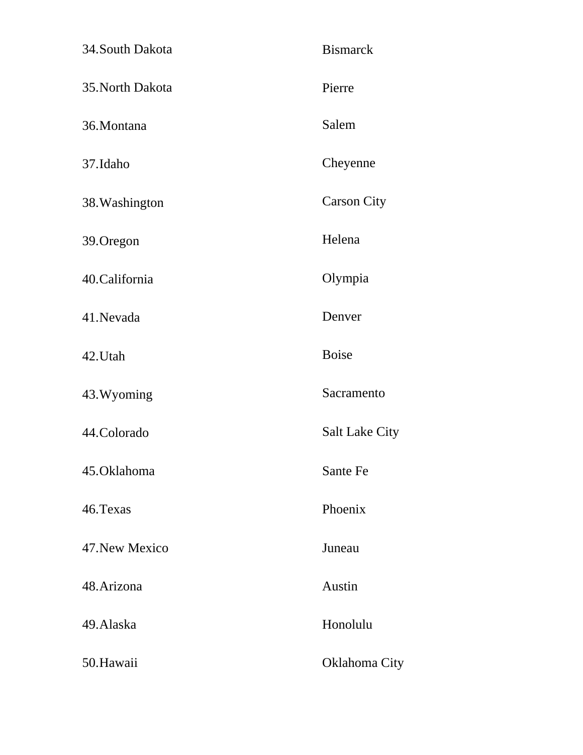| | |
|---|---|
| 34.South Dakota | Bismarck |
| 35.North Dakota | Pierre |
| 36.Montana | Salem |
| 37.Idaho | Cheyenne |
| 38.Washington | Carson City |
| 39.Oregon | Helena |
| 40.California | Olympia |
| 41.Nevada | Denver |
| 42.Utah | Boise |
| 43.Wyoming | Sacramento |
| 44.Colorado | Salt Lake City |
| 45.Oklahoma | Sante Fe |
| 46.Texas | Phoenix |
| 47.New Mexico | Juneau |
| 48.Arizona | Austin |
| 49.Alaska | Honolulu |
| 50.Hawaii | Oklahoma City |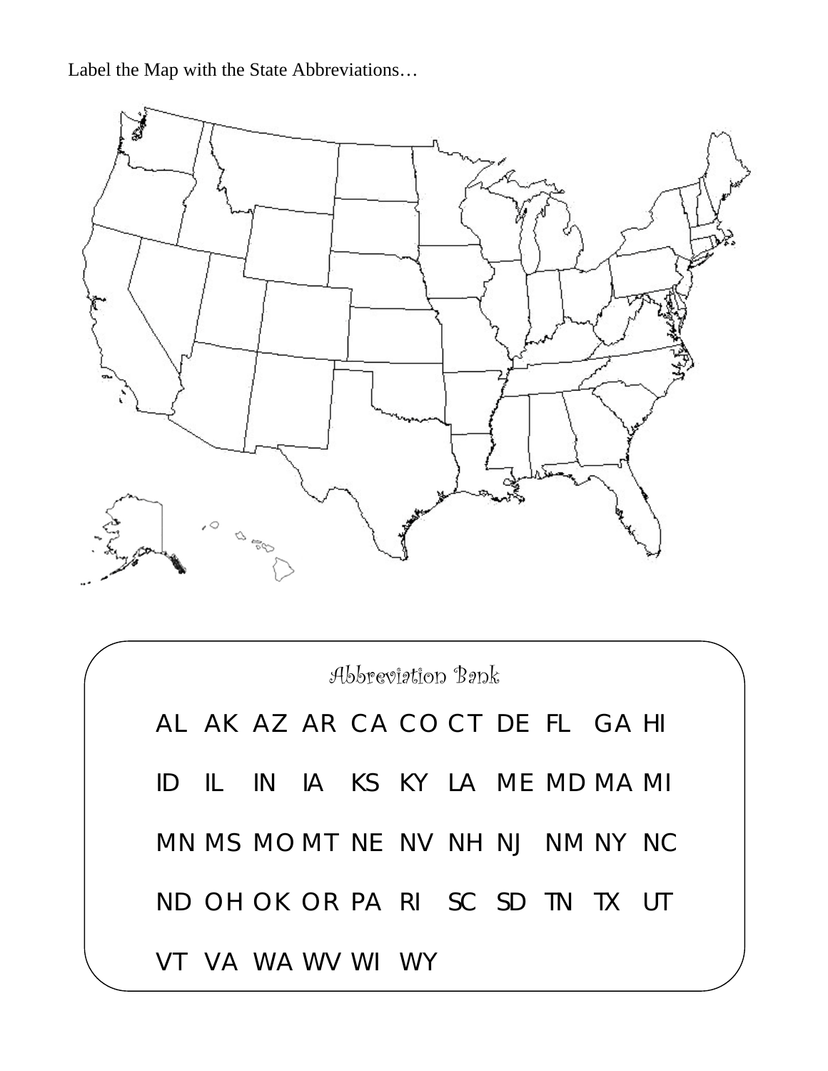Label the Map with the State Abbreviations…

## Abbreviation Bank

AL AK AZ AR CA CO CT DE FL GA HI

ID IL IN IA KS KY LA ME MD MA MI

MN MS MO MT NE NV NH NJ NM NY NC

ND OH OK OR PA RI SC SD TN TX UT

VT VA WA WV WI WY